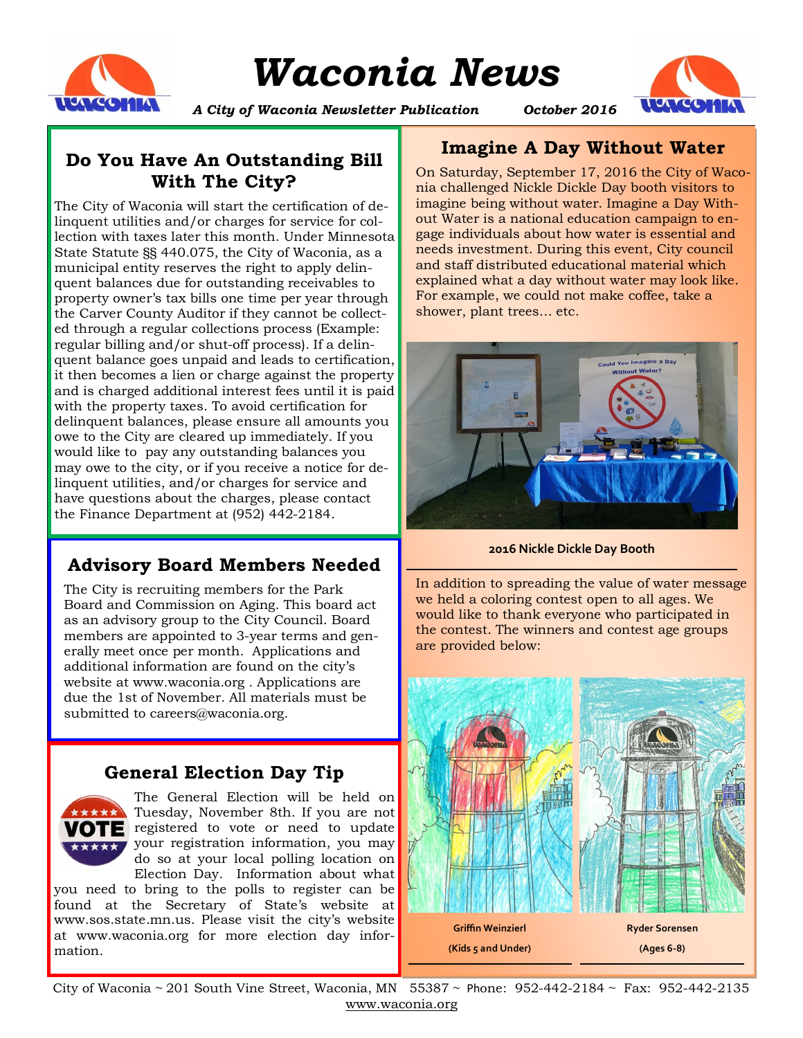# Waconia News

*A City of Waconia Newsletter Publication* *October 2016*

## Do You Have An Outstanding Bill With The City?

The City of Waconia will start the certification of delinquent utilities and/or charges for service for collection with taxes later this month. Under Minnesota State Statute §§ 440.075, the City of Waconia, as a municipal entity reserves the right to apply delinquent balances due for outstanding receivables to property owner's tax bills one time per year through the Carver County Auditor if they cannot be collected through a regular collections process (Example: regular billing and/or shut-off process). If a delinquent balance goes unpaid and leads to certification, it then becomes a lien or charge against the property and is charged additional interest fees until it is paid with the property taxes. To avoid certification for delinquent balances, please ensure all amounts you owe to the City are cleared up immediately. If you would like to pay any outstanding balances you may owe to the city, or if you receive a notice for delinquent utilities, and/or charges for service and have questions about the charges, please contact the Finance Department at (952) 442-2184.

## Advisory Board Members Needed

The City is recruiting members for the Park Board and Commission on Aging. This board act as an advisory group to the City Council. Board members are appointed to 3-year terms and generally meet once per month. Applications and additional information are found on the city's website at www.waconia.org . Applications are due the 1st of November. All materials must be submitted to careers@waconia.org.

## General Election Day Tip

The General Election will be held on Tuesday, November 8th. If you are not registered to vote or need to update your registration information, you may do so at your local polling location on Election Day. Information about what you need to bring to the polls to register can be found at the Secretary of State's website at www.sos.state.mn.us. Please visit the city's website at www.waconia.org for more election day information.

## Imagine A Day Without Water

On Saturday, September 17, 2016 the City of Waconia challenged Nickle Dickle Day booth visitors to imagine being without water. Imagine a Day Without Water is a national education campaign to engage individuals about how water is essential and needs investment. During this event, City council and staff distributed educational material which explained what a day without water may look like. For example, we could not make coffee, take a shower, plant trees... etc.

**2016 Nickle Dickle Day Booth**

In addition to spreading the value of water message we held a coloring contest open to all ages. We would like to thank everyone who participated in the contest. The winners and contest age groups are provided below:

**Griffin Weinzierl**
**(Kids 5 and Under)**

**Ryder Sorensen**
**(Ages 6-8)**

City of Waconia ~ 201 South Vine Street, Waconia, MN 55387 ~ Phone: 952-442-2184 ~ Fax: 952-442-2135
www.waconia.org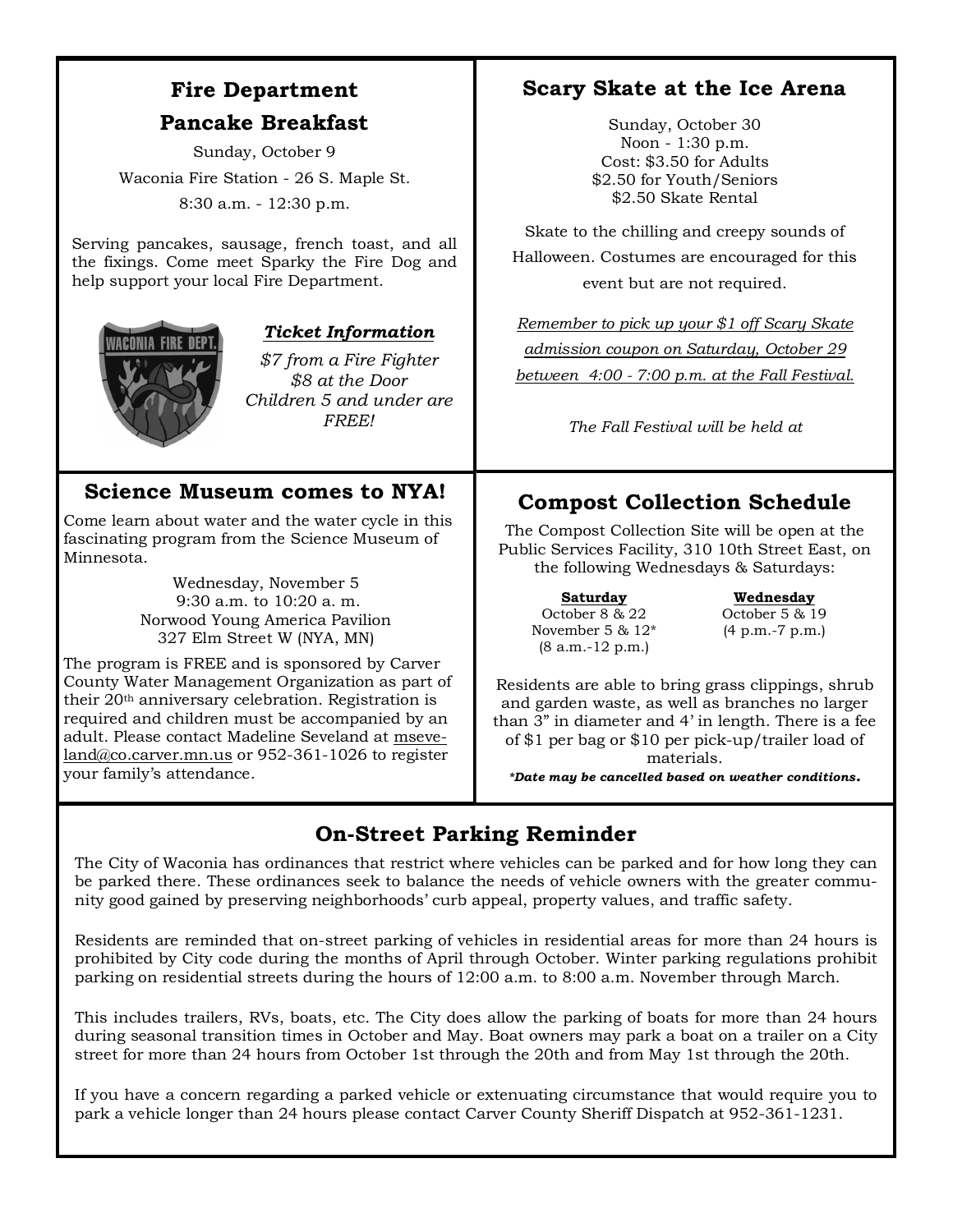## Fire Department Pancake Breakfast

Sunday, October 9

Waconia Fire Station - 26 S. Maple St.

8:30 a.m. - 12:30 p.m.

Serving pancakes, sausage, french toast, and all the fixings. Come meet Sparky the Fire Dog and help support your local Fire Department.

***Ticket Information***

*$7 from a Fire Fighter*
*$8 at the Door*
*Children 5 and under are FREE!*

## Scary Skate at the Ice Arena

Sunday, October 30
Noon - 1:30 p.m.
Cost: $3.50 for Adults
$2.50 for Youth/Seniors
$2.50 Skate Rental

Skate to the chilling and creepy sounds of Halloween. Costumes are encouraged for this event but are not required.

*Remember to pick up your $1 off Scary Skate admission coupon on Saturday, October 29 between 4:00 - 7:00 p.m. at the Fall Festival.*

*The Fall Festival will be held at*

## Science Museum comes to NYA!

Come learn about water and the water cycle in this fascinating program from the Science Museum of Minnesota.

Wednesday, November 5
9:30 a.m. to 10:20 a. m.
Norwood Young America Pavilion
327 Elm Street W (NYA, MN)

The program is FREE and is sponsored by Carver County Water Management Organization as part of their 20th anniversary celebration. Registration is required and children must be accompanied by an adult. Please contact Madeline Seveland at mseveland@co.carver.mn.us or 952-361-1026 to register your family's attendance.

## Compost Collection Schedule

The Compost Collection Site will be open at the Public Services Facility, 310 10th Street East, on the following Wednesdays & Saturdays:

| Saturday | Wednesday |
|---|---|
| October 8 & 22 | October 5 & 19 |
| November 5 & 12* | (4 p.m.-7 p.m.) |
| (8 a.m.-12 p.m.) | |

Residents are able to bring grass clippings, shrub and garden waste, as well as branches no larger than 3" in diameter and 4' in length. There is a fee of $1 per bag or $10 per pick-up/trailer load of materials.

***Date may be cancelled based on weather conditions.***

## On-Street Parking Reminder

The City of Waconia has ordinances that restrict where vehicles can be parked and for how long they can be parked there. These ordinances seek to balance the needs of vehicle owners with the greater community good gained by preserving neighborhoods' curb appeal, property values, and traffic safety.

Residents are reminded that on-street parking of vehicles in residential areas for more than 24 hours is prohibited by City code during the months of April through October. Winter parking regulations prohibit parking on residential streets during the hours of 12:00 a.m. to 8:00 a.m. November through March.

This includes trailers, RVs, boats, etc. The City does allow the parking of boats for more than 24 hours during seasonal transition times in October and May. Boat owners may park a boat on a trailer on a City street for more than 24 hours from October 1st through the 20th and from May 1st through the 20th.

If you have a concern regarding a parked vehicle or extenuating circumstance that would require you to park a vehicle longer than 24 hours please contact Carver County Sheriff Dispatch at 952-361-1231.